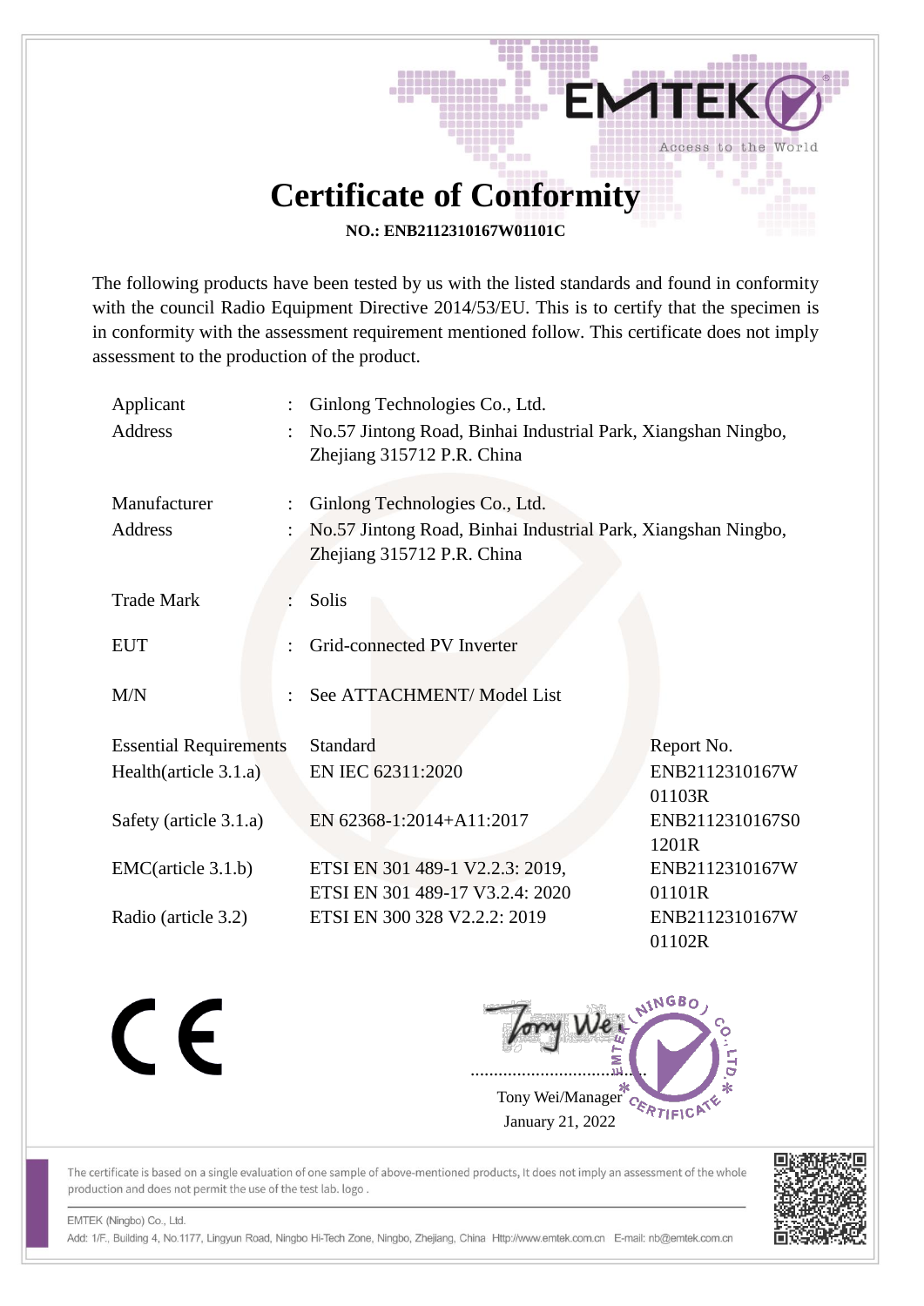# Certificate of Conformity

**NO.: ENB2112310167W01101C**

The following products have been tested by us with the listed standards and found in conformity with the council Radio Equipment Directive 2014/53/EU. This is to certify that the specimen is in conformity with the assessment requirement mentioned follow. This certificate does not imply assessment to the production of the product.

| | | |
|---|---|---|
| Applicant | : | Ginlong Technologies Co., Ltd. |
| Address | : | No.57 Jintong Road, Binhai Industrial Park, Xiangshan Ningbo, Zhejiang 315712 P.R. China |
| Manufacturer | : | Ginlong Technologies Co., Ltd. |
| Address | : | No.57 Jintong Road, Binhai Industrial Park, Xiangshan Ningbo, Zhejiang 315712 P.R. China |
| Trade Mark | : | Solis |
| EUT | : | Grid-connected PV Inverter |
| M/N | : | See ATTACHMENT/ Model List |

| Essential Requirements | Standard | Report No. |
|---|---|---|
| Health(article 3.1.a) | EN IEC 62311:2020 | ENB2112310167W01103R |
| Safety (article 3.1.a) | EN 62368-1:2014+A11:2017 | ENB2112310167S01201R |
| EMC(article 3.1.b) | ETSI EN 301 489-1 V2.2.3: 2019, ETSI EN 301 489-17 V3.2.4: 2020 | ENB2112310167W01101R |
| Radio (article 3.2) | ETSI EN 300 328 V2.2.2: 2019 | ENB2112310167W01102R |

CE

Tony Wei/Manager

January 21, 2022

The certificate is based on a single evaluation of one sample of above-mentioned products, It does not imply an assessment of the whole production and does not permit the use of the test lab. logo .

EMTEK (Ningbo) Co., Ltd.

Add: 1/F., Building 4, No.1177, Lingyun Road, Ningbo Hi-Tech Zone, Ningbo, Zhejiang, China Http://www.emtek.com.cn E-mail: nb@emtek.com.cn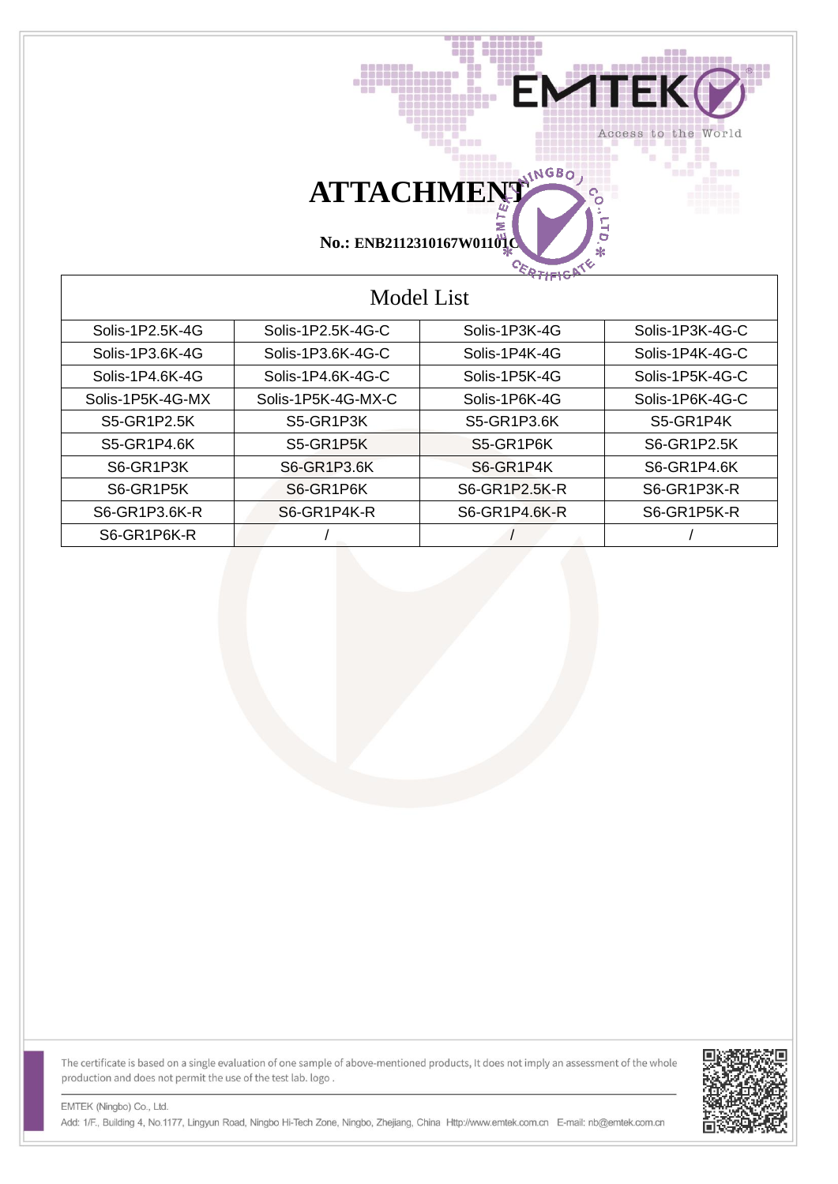# ATTACHMENT

**No.: ENB2112310167W01101C**

| Model List | | | |
|---|---|---|---|
| Solis-1P2.5K-4G | Solis-1P2.5K-4G-C | Solis-1P3K-4G | Solis-1P3K-4G-C |
| Solis-1P3.6K-4G | Solis-1P3.6K-4G-C | Solis-1P4K-4G | Solis-1P4K-4G-C |
| Solis-1P4.6K-4G | Solis-1P4.6K-4G-C | Solis-1P5K-4G | Solis-1P5K-4G-C |
| Solis-1P5K-4G-MX | Solis-1P5K-4G-MX-C | Solis-1P6K-4G | Solis-1P6K-4G-C |
| S5-GR1P2.5K | S5-GR1P3K | S5-GR1P3.6K | S5-GR1P4K |
| S5-GR1P4.6K | S5-GR1P5K | S5-GR1P6K | S6-GR1P2.5K |
| S6-GR1P3K | S6-GR1P3.6K | S6-GR1P4K | S6-GR1P4.6K |
| S6-GR1P5K | S6-GR1P6K | S6-GR1P2.5K-R | S6-GR1P3K-R |
| S6-GR1P3.6K-R | S6-GR1P4K-R | S6-GR1P4.6K-R | S6-GR1P5K-R |
| S6-GR1P6K-R | / | / | / |

The certificate is based on a single evaluation of one sample of above-mentioned products, It does not imply an assessment of the whole production and does not permit the use of the test lab. logo .

EMTEK (Ningbo) Co., Ltd.
Add: 1/F., Building 4, No.1177, Lingyun Road, Ningbo Hi-Tech Zone, Ningbo, Zhejiang, China Http://www.emtek.com.cn E-mail: nb@emtek.com.cn